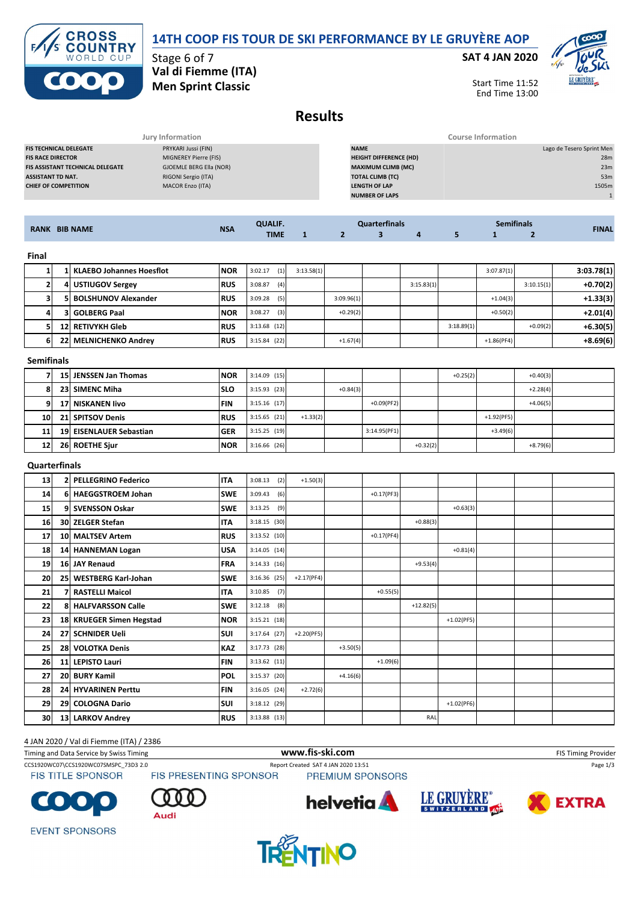# 14TH COOP FIS TOUR DE SKI PERFORMANCE BY LE GRUYÈRE AOP

**Stage 6 of 7**
**Val di Fiemme (ITA)**
**Men Sprint Classic**

**SAT 4 JAN 2020**

Start Time 11:52
End Time 13:00

## Results

| Jury Information | |
|---|---|
| FIS TECHNICAL DELEGATE | PRYKARI Jussi (FIN) |
| FIS RACE DIRECTOR | MIGNEREY Pierre (FIS) |
| FIS ASSISTANT TECHNICAL DELEGATE | GJOEMLE BERG Ella (NOR) |
| ASSISTANT TD NAT. | RIGONI Sergio (ITA) |
| CHIEF OF COMPETITION | MACOR Enzo (ITA) |

| Course Information | |
|---|---|
| NAME | Lago de Tesero Sprint Men |
| HEIGHT DIFFERENCE (HD) | 28m |
| MAXIMUM CLIMB (MC) | 23m |
| TOTAL CLIMB (TC) | 53m |
| LENGTH OF LAP | 1505m |
| NUMBER OF LAPS | 1 |

| RANK | BIB | NAME | NSA | QUALIF. TIME | Quarterfinals 1 | 2 | 3 | 4 | 5 | Semifinals 1 | 2 | FINAL |
|---|---|---|---|---|---|---|---|---|---|---|---|---|
| **Final** | | | | | | | | | | | | |
| 1 | 1 | KLAEBO Johannes Hoesflot | NOR | 3:02.17 (1) | 3:13.58(1) | | | | | 3:07.87(1) | | 3:03.78(1) |
| 2 | 4 | USTIUGOV Sergey | RUS | 3:08.87 (4) | | | | 3:15.83(1) | | | 3:10.15(1) | +0.70(2) |
| 3 | 5 | BOLSHUNOV Alexander | RUS | 3:09.28 (5) | | 3:09.96(1) | | | | +1.04(3) | | +1.33(3) |
| 4 | 3 | GOLBERG Paal | NOR | 3:08.27 (3) | | +0.29(2) | | | | +0.50(2) | | +2.01(4) |
| 5 | 12 | RETIVYKH Gleb | RUS | 3:13.68 (12) | | | | | 3:18.89(1) | | +0.09(2) | +6.30(5) |
| 6 | 22 | MELNICHENKO Andrey | RUS | 3:15.84 (22) | | +1.67(4) | | | | +1.86(PF4) | | +8.69(6) |
| **Semifinals** | | | | | | | | | | | | |
| 7 | 15 | JENSSEN Jan Thomas | NOR | 3:14.09 (15) | | | | | +0.25(2) | | +0.40(3) | |
| 8 | 23 | SIMENC Miha | SLO | 3:15.93 (23) | | +0.84(3) | | | | | +2.28(4) | |
| 9 | 17 | NISKANEN Iivo | FIN | 3:15.16 (17) | | | +0.09(PF2) | | | | +4.06(5) | |
| 10 | 21 | SPITSOV Denis | RUS | 3:15.65 (21) | +1.33(2) | | | | | +1.92(PF5) | | |
| 11 | 19 | EISENLAUER Sebastian | GER | 3:15.25 (19) | | | 3:14.95(PF1) | | | +3.49(6) | | |
| 12 | 26 | ROETHE Sjur | NOR | 3:16.66 (26) | | | | +0.32(2) | | | +8.79(6) | |
| **Quarterfinals** | | | | | | | | | | | | |
| 13 | 2 | PELLEGRINO Federico | ITA | 3:08.13 (2) | +1.50(3) | | | | | | | |
| 14 | 6 | HAEGGSTROEM Johan | SWE | 3:09.43 (6) | | | +0.17(PF3) | | | | | |
| 15 | 9 | SVENSSON Oskar | SWE | 3:13.25 (9) | | | | | +0.63(3) | | | |
| 16 | 30 | ZELGER Stefan | ITA | 3:18.15 (30) | | | | +0.88(3) | | | | |
| 17 | 10 | MALTSEV Artem | RUS | 3:13.52 (10) | | | +0.17(PF4) | | | | | |
| 18 | 14 | HANNEMAN Logan | USA | 3:14.05 (14) | | | | | +0.81(4) | | | |
| 19 | 16 | JAY Renaud | FRA | 3:14.33 (16) | | | | +9.53(4) | | | | |
| 20 | 25 | WESTBERG Karl-Johan | SWE | 3:16.36 (25) | +2.17(PF4) | | | | | | | |
| 21 | 7 | RASTELLI Maicol | ITA | 3:10.85 (7) | | | +0.55(5) | | | | | |
| 22 | 8 | HALFVARSSON Calle | SWE | 3:12.18 (8) | | | | +12.82(5) | | | | |
| 23 | 18 | KRUEGER Simen Hegstad | NOR | 3:15.21 (18) | | | | | +1.02(PF5) | | | |
| 24 | 27 | SCHNIDER Ueli | SUI | 3:17.64 (27) | +2.20(PF5) | | | | | | | |
| 25 | 28 | VOLOTKA Denis | KAZ | 3:17.73 (28) | | +3.50(5) | | | | | | |
| 26 | 11 | LEPISTO Lauri | FIN | 3:13.62 (11) | | | +1.09(6) | | | | | |
| 27 | 20 | BURY Kamil | POL | 3:15.37 (20) | | +4.16(6) | | | | | | |
| 28 | 24 | HYVARINEN Perttu | FIN | 3:16.05 (24) | +2.72(6) | | | | | | | |
| 29 | 29 | COLOGNA Dario | SUI | 3:18.12 (29) | | | | | +1.02(PF6) | | | |
| 30 | 13 | LARKOV Andrey | RUS | 3:13.88 (13) | | | | RAL | | | | |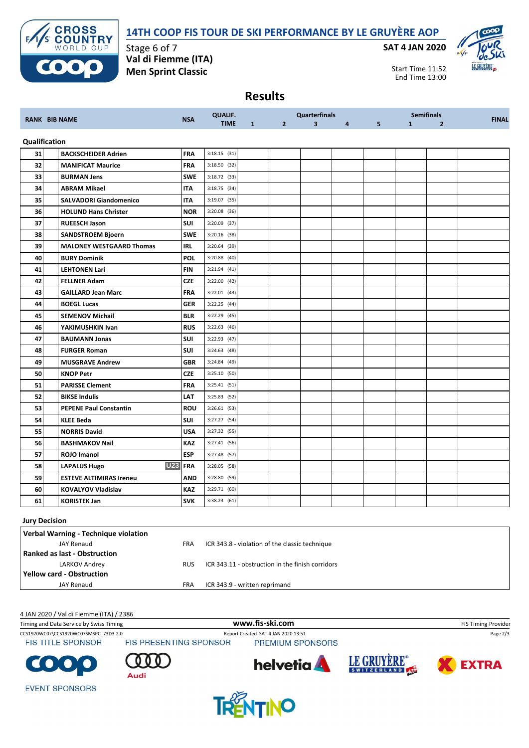# 14TH COOP FIS TOUR DE SKI PERFORMANCE BY LE GRUYÈRE AOP

Stage 6 of 7
**Val di Fiemme (ITA)**
**Men Sprint Classic**

**SAT 4 JAN 2020**

Start Time 11:52
End Time 13:00

## Results

| RANK | BIB | NAME | NSA | QUALIF. TIME | Quarterfinals 1 | 2 | 3 | 4 | 5 | Semifinals 1 | 2 | FINAL |
|---|---|---|---|---|---|---|---|---|---|---|---|---|
| **Qualification** | | | | | | | | | | | | |
| 31 | | BACKSCHEIDER Adrien | FRA | 3:18.15 (31) | | | | | | | | |
| 32 | | MANIFICAT Maurice | FRA | 3:18.50 (32) | | | | | | | | |
| 33 | | BURMAN Jens | SWE | 3:18.72 (33) | | | | | | | | |
| 34 | | ABRAM Mikael | ITA | 3:18.75 (34) | | | | | | | | |
| 35 | | SALVADORI Giandomenico | ITA | 3:19.07 (35) | | | | | | | | |
| 36 | | HOLUND Hans Christer | NOR | 3:20.08 (36) | | | | | | | | |
| 37 | | RUEESCH Jason | SUI | 3:20.09 (37) | | | | | | | | |
| 38 | | SANDSTROEM Bjoern | SWE | 3:20.16 (38) | | | | | | | | |
| 39 | | MALONEY WESTGAARD Thomas | IRL | 3:20.64 (39) | | | | | | | | |
| 40 | | BURY Dominik | POL | 3:20.88 (40) | | | | | | | | |
| 41 | | LEHTONEN Lari | FIN | 3:21.94 (41) | | | | | | | | |
| 42 | | FELLNER Adam | CZE | 3:22.00 (42) | | | | | | | | |
| 43 | | GAILLARD Jean Marc | FRA | 3:22.01 (43) | | | | | | | | |
| 44 | | BOEGL Lucas | GER | 3:22.25 (44) | | | | | | | | |
| 45 | | SEMENOV Michail | BLR | 3:22.29 (45) | | | | | | | | |
| 46 | | YAKIMUSHKIN Ivan | RUS | 3:22.63 (46) | | | | | | | | |
| 47 | | BAUMANN Jonas | SUI | 3:22.93 (47) | | | | | | | | |
| 48 | | FURGER Roman | SUI | 3:24.63 (48) | | | | | | | | |
| 49 | | MUSGRAVE Andrew | GBR | 3:24.84 (49) | | | | | | | | |
| 50 | | KNOP Petr | CZE | 3:25.10 (50) | | | | | | | | |
| 51 | | PARISSE Clement | FRA | 3:25.41 (51) | | | | | | | | |
| 52 | | BIKSE Indulis | LAT | 3:25.83 (52) | | | | | | | | |
| 53 | | PEPENE Paul Constantin | ROU | 3:26.61 (53) | | | | | | | | |
| 54 | | KLEE Beda | SUI | 3:27.27 (54) | | | | | | | | |
| 55 | | NORRIS David | USA | 3:27.32 (55) | | | | | | | | |
| 56 | | BASHMAKOV Nail | KAZ | 3:27.41 (56) | | | | | | | | |
| 57 | | ROJO Imanol | ESP | 3:27.48 (57) | | | | | | | | |
| 58 | | LAPALUS Hugo U23 | FRA | 3:28.05 (58) | | | | | | | | |
| 59 | | ESTEVE ALTIMIRAS Ireneu | AND | 3:28.80 (59) | | | | | | | | |
| 60 | | KOVALYOV Vladislav | KAZ | 3:29.71 (60) | | | | | | | | |
| 61 | | KORISTEK Jan | SVK | 3:38.23 (61) | | | | | | | | |

### Jury Decision

| | | |
|---|---|---|
| **Verbal Warning - Technique violation** | | |
| JAY Renaud | FRA | ICR 343.8 - violation of the classic technique |
| **Ranked as last - Obstruction** | | |
| LARKOV Andrey | RUS | ICR 343.11 - obstruction in the finish corridors |
| **Yellow card - Obstruction** | | |
| JAY Renaud | FRA | ICR 343.9 - written reprimand |

4 JAN 2020 / Val di Fiemme (ITA) / 2386
Timing and Data Service by Swiss Timing — www.fis-ski.com — FIS Timing Provider
CCS1920WC07\CCS1920WC07SMSPC_73D3 2.0 — Report Created SAT 4 JAN 2020 13:51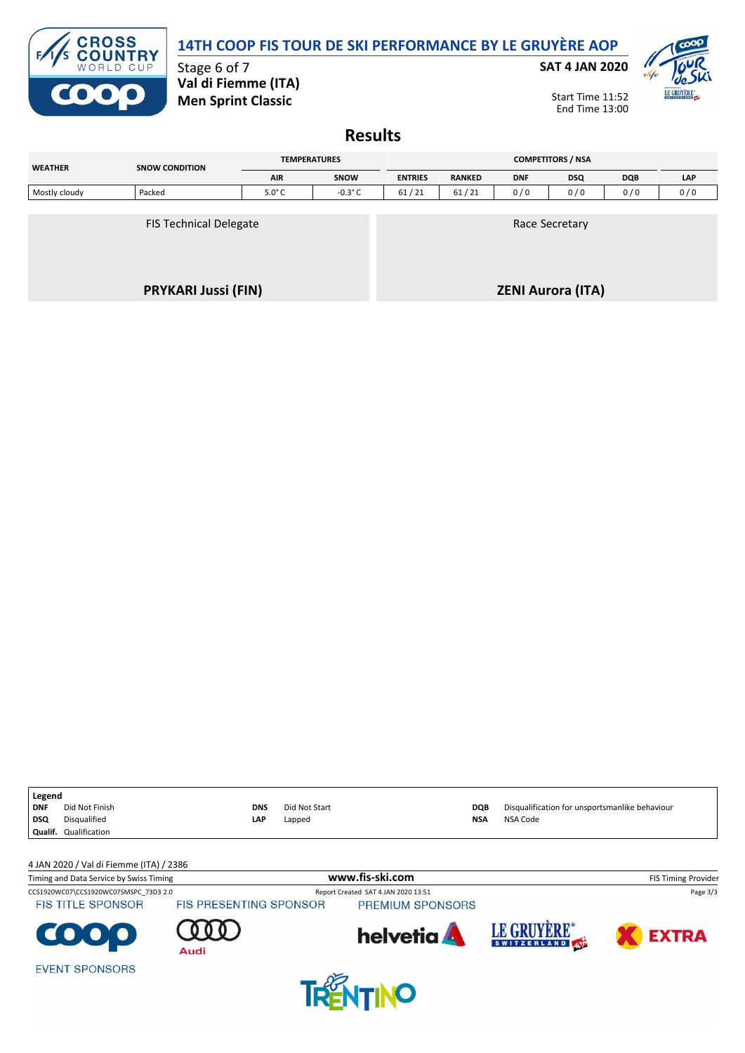# 14TH COOP FIS TOUR DE SKI PERFORMANCE BY LE GRUYÈRE AOP

Stage 6 of 7
**Val di Fiemme (ITA)**
**Men Sprint Classic**

**SAT 4 JAN 2020**

Start Time 11:52
End Time 13:00

## Results

| WEATHER | SNOW CONDITION | TEMPERATURES | | COMPETITORS / NSA | | | | | |
|---|---|---|---|---|---|---|---|---|---|
| | | AIR | SNOW | ENTRIES | RANKED | DNF | DSQ | DQB | LAP |
| Mostly cloudy | Packed | 5.0° C | -0.3° C | 61 / 21 | 61 / 21 | 0 / 0 | 0 / 0 | 0 / 0 | 0 / 0 |

| FIS Technical Delegate | Race Secretary |
|---|---|
| **PRYKARI Jussi (FIN)** | **ZENI Aurora (ITA)** |

**Legend**

| | | | | | |
|---|---|---|---|---|---|
| **DNF** | Did Not Finish | **DNS** | Did Not Start | **DQB** | Disqualification for unsportsmanlike behaviour |
| **DSQ** | Disqualified | **LAP** | Lapped | **NSA** | NSA Code |
| **Qualif.** | Qualification | | | | |

4 JAN 2020 / Val di Fiemme (ITA) / 2386

Timing and Data Service by Swiss Timing | www.fis-ski.com | FIS Timing Provider

CCS1920WC07\CCS1920WC07SMSPC_73D3 2.0 | Report Created SAT 4 JAN 2020 13:51

FIS TITLE SPONSOR | FIS PRESENTING SPONSOR | PREMIUM SPONSORS

EVENT SPONSORS